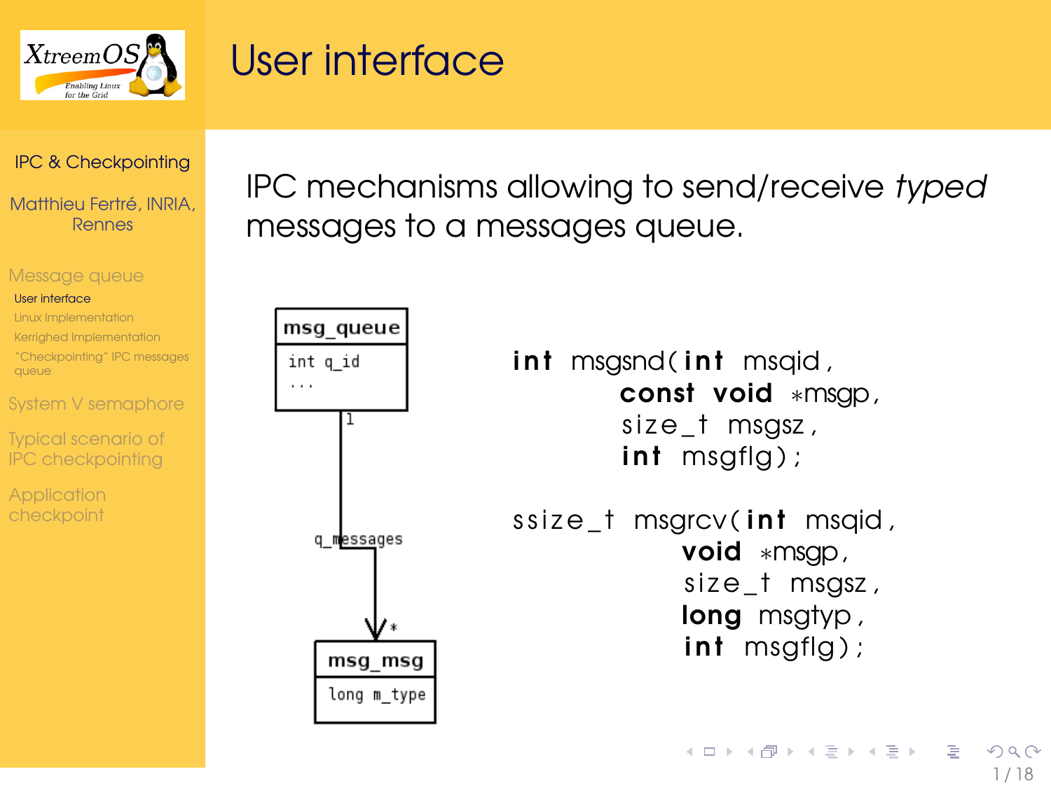# User interface

IPC mechanisms allowing to send/receive *typed* messages to a messages queue.

```
int msgsnd(int msqid,
           const void *msgp,
           size_t msgsz,
           int msgflg);

ssize_t msgrcv(int msqid,
               void *msgp,
               size_t msgsz,
               long msgtyp,
               int msgflg);
```

msg_queue
int q_id
...

1

q_messages

*

msg_msg
long m_type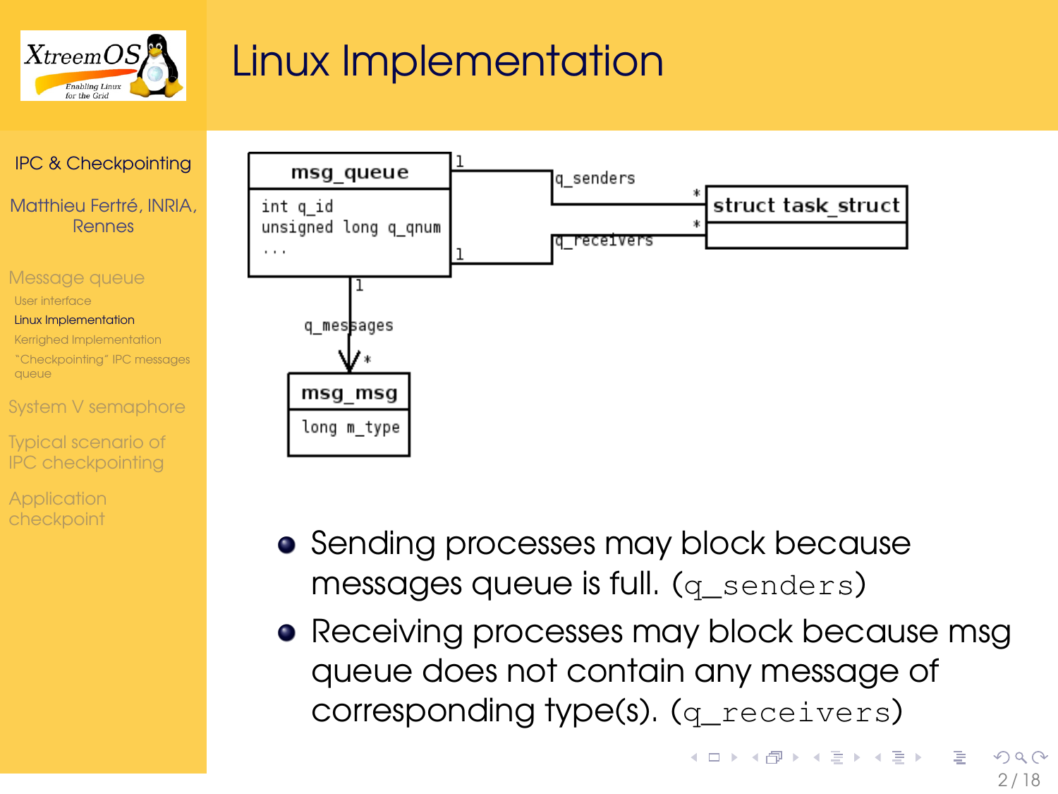# Linux Implementation

msg_queue
```
int q_id
unsigned long q_qnum
...
```

q_senders, q_receivers → struct task_struct

q_messages → msg_msg
```
long m_type
```

- Sending processes may block because messages queue is full. (`q_senders`)
- Receiving processes may block because msg queue does not contain any message of corresponding type(s). (`q_receivers`)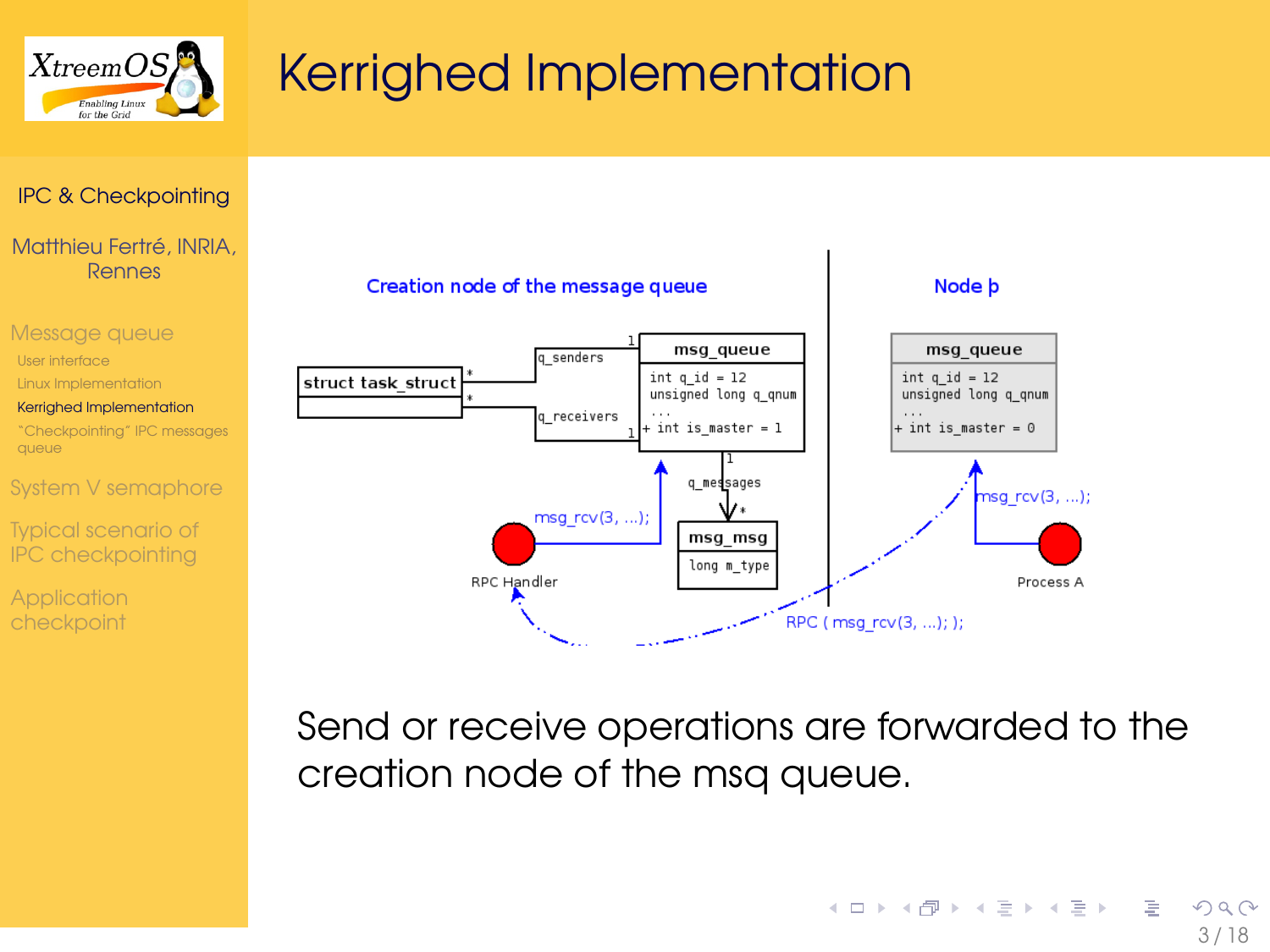# Kerrighed Implementation

Creation node of the message queue

Node þ

```
struct task_struct      q_senders / q_receivers

msg_queue
int q_id = 12
unsigned long q_qnum
...
+ int is_master = 1

q_messages

msg_msg
long m_type

msg_queue (Node þ)
int q_id = 12
unsigned long q_qnum
...
+ int is_master = 0
```

RPC Handler — msg_rcv(3, ...);

Process A — msg_rcv(3, ...);

RPC ( msg_rcv(3, ...); );

Send or receive operations are forwarded to the creation node of the msq queue.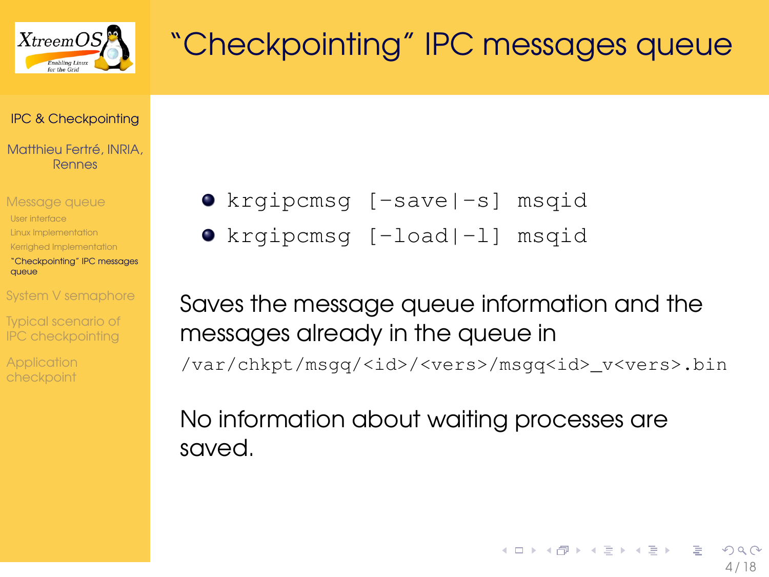# “Checkpointing” IPC messages queue

- `krgipcmsg [-save|-s] msqid`
- `krgipcmsg [-load|-l] msqid`

Saves the message queue information and the messages already in the queue in `/var/chkpt/msgq/<id>/<vers>/msgq<id>_v<vers>.bin`

No information about waiting processes are saved.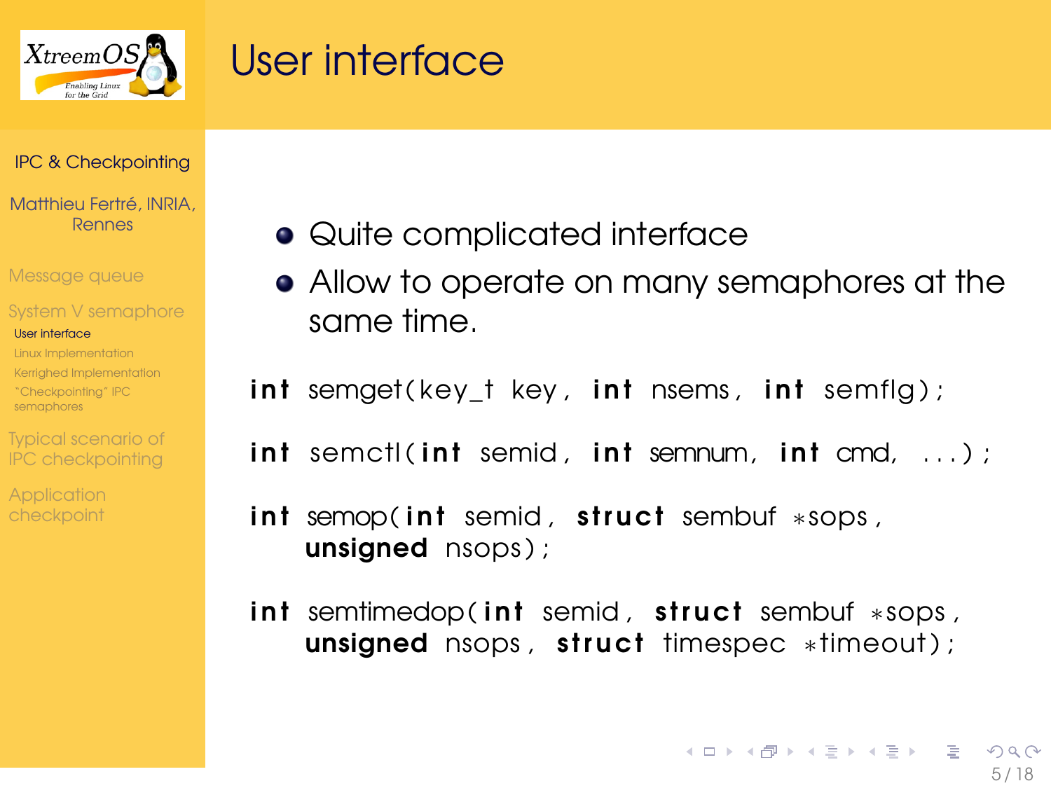# User interface

- Quite complicated interface
- Allow to operate on many semaphores at the same time.

```
int semget(key_t key, int nsems, int semflg);

int semctl(int semid, int semnum, int cmd, ...);

int semop(int semid, struct sembuf *sops,
    unsigned nsops);

int semtimedop(int semid, struct sembuf *sops,
    unsigned nsops, struct timespec *timeout);
```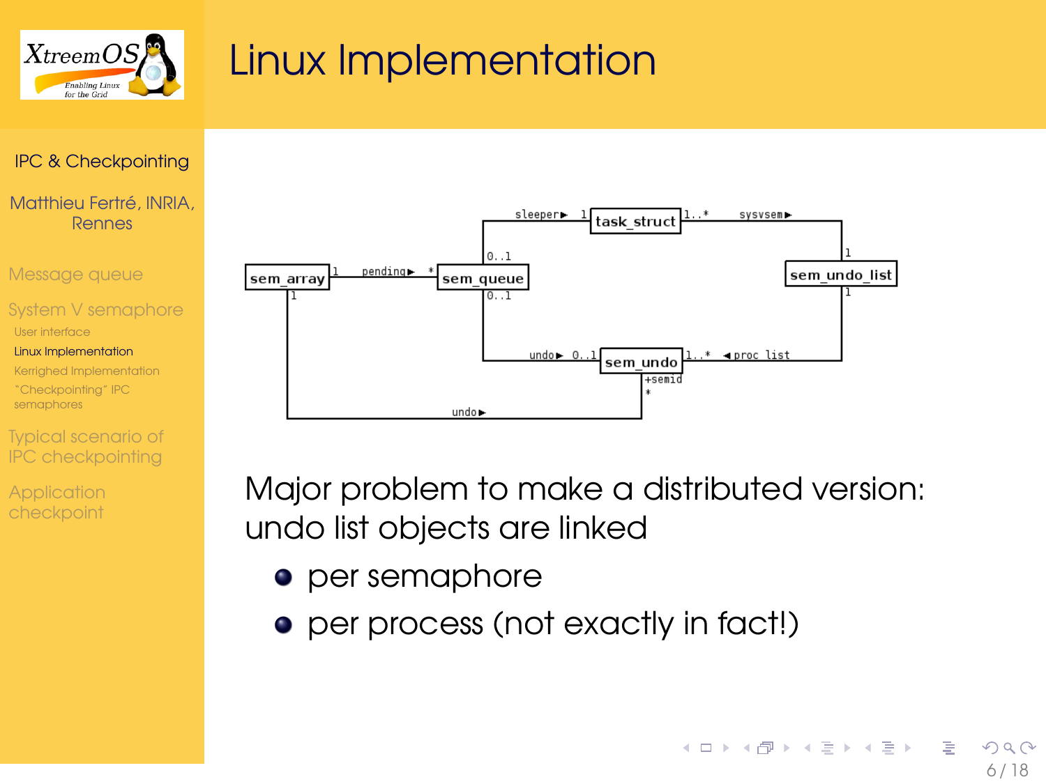# Linux Implementation

Major problem to make a distributed version: undo list objects are linked

- per semaphore
- per process (not exactly in fact!)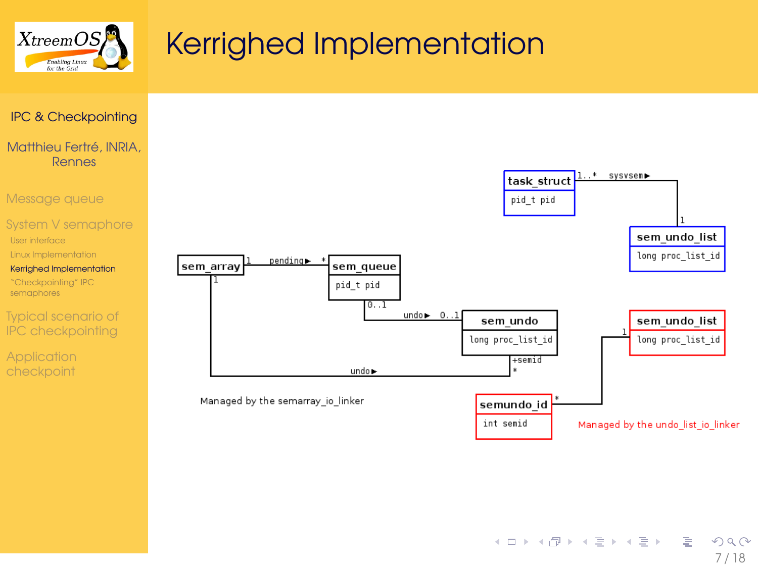# Kerrighed Implementation

sem_array — 1 — pending ▶ — * — sem_queue (pid_t pid)

sem_queue — 0..1 — undo ▶ — 0..1 — sem_undo (long proc_list_id)

sem_array — 1 — undo ▶ — * +semid — sem_undo

task_struct (pid_t pid) — 1..* — sysvsem ▶ — 1 — sem_undo_list (long proc_list_id)

semundo_id (int semid) — * — 1 — sem_undo_list (long proc_list_id)

Managed by the semarray_io_linker

Managed by the undo_list_io_linker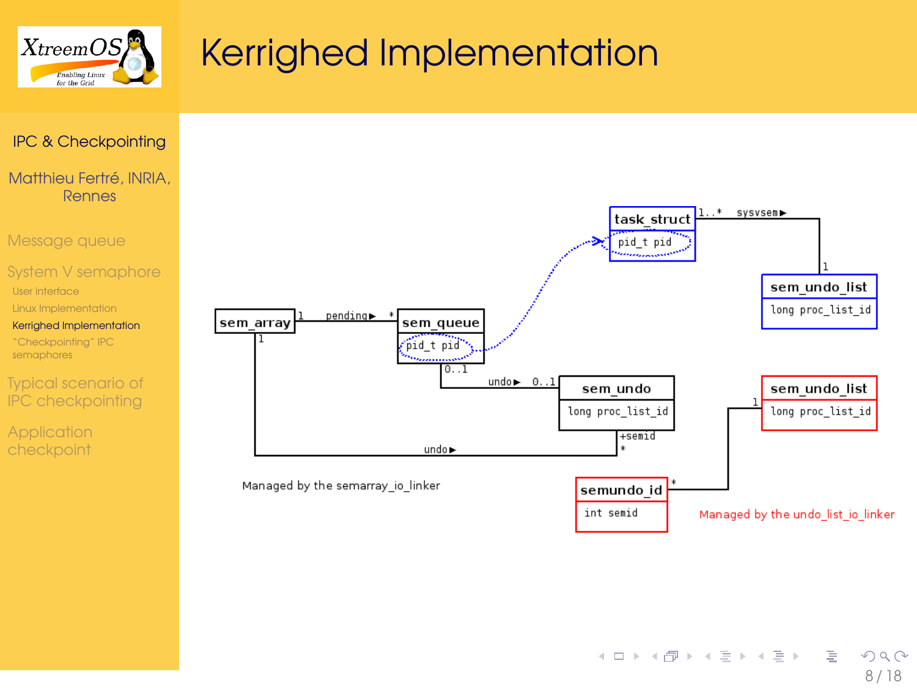# Kerrighed Implementation

task_struct: pid_t pid

sem_undo_list: long proc_list_id

sem_array

sem_queue: pid_t pid

sem_undo: long proc_list_id

sem_undo_list: long proc_list_id

semundo_id: int semid

pending, undo, sysvsem, +semid

Managed by the semarray_io_linker

Managed by the undo_list_io_linker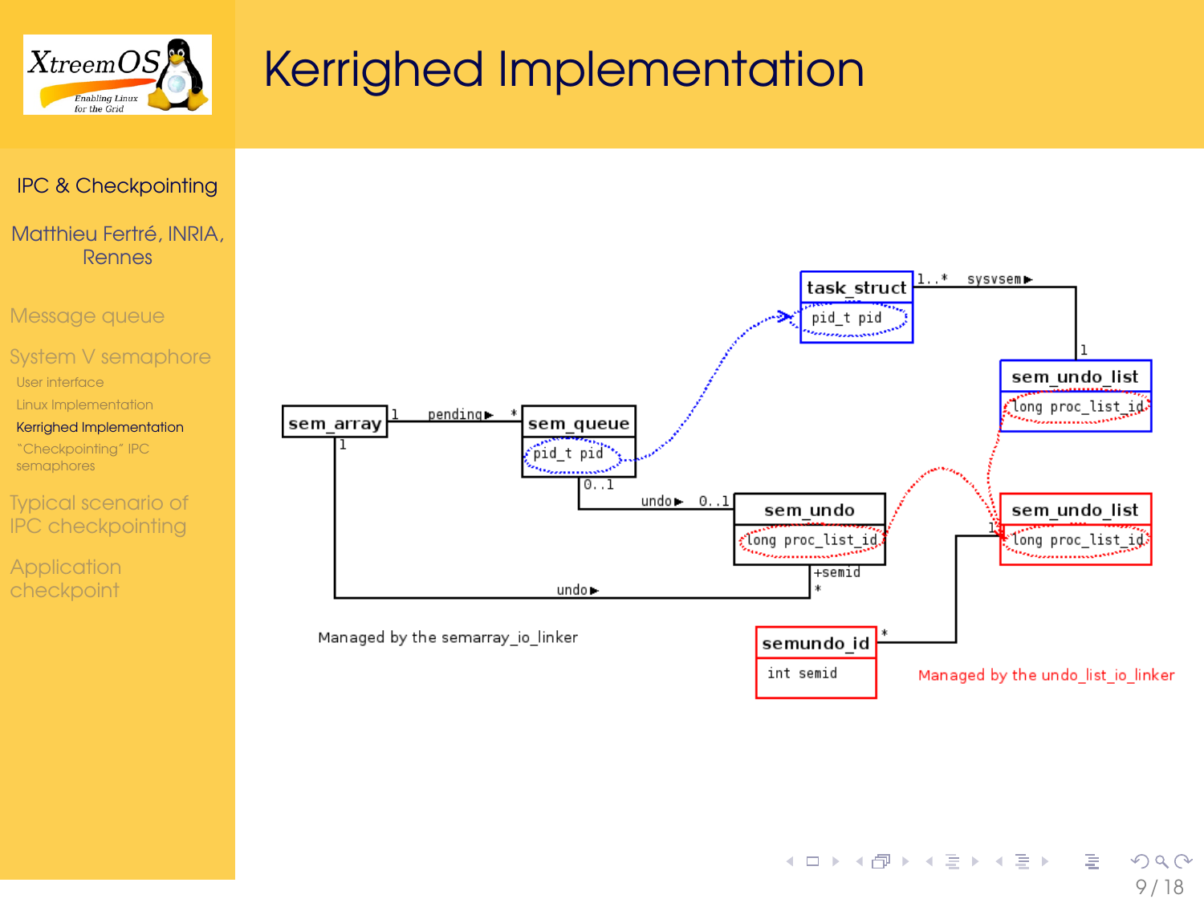# Kerrighed Implementation

- IPC & Checkpointing
- Matthieu Fertré, INRIA, Rennes
- Message queue
- System V semaphore
  - User interface
  - Linux Implementation
  - Kerrighed Implementation
  - "Checkpointing" IPC semaphores
- Typical scenario of IPC checkpointing
- Application checkpoint

task_struct: pid_t pid

sem_undo_list: long proc_list_id

sem_array

sem_queue: pid_t pid

sem_undo: long proc_list_id

sem_undo_list: long proc_list_id

semundo_id: int semid

Relationships: sem_array 1 —pending▸— * sem_queue; sem_queue 0..1 —undo▸— 0..1 sem_undo; sem_array 1 —undo▸— * sem_undo (+semid); task_struct 1..* —sysvsem▸— 1 sem_undo_list; semundo_id * — 1 sem_undo_list

Managed by the semarray_io_linker

Managed by the undo_list_io_linker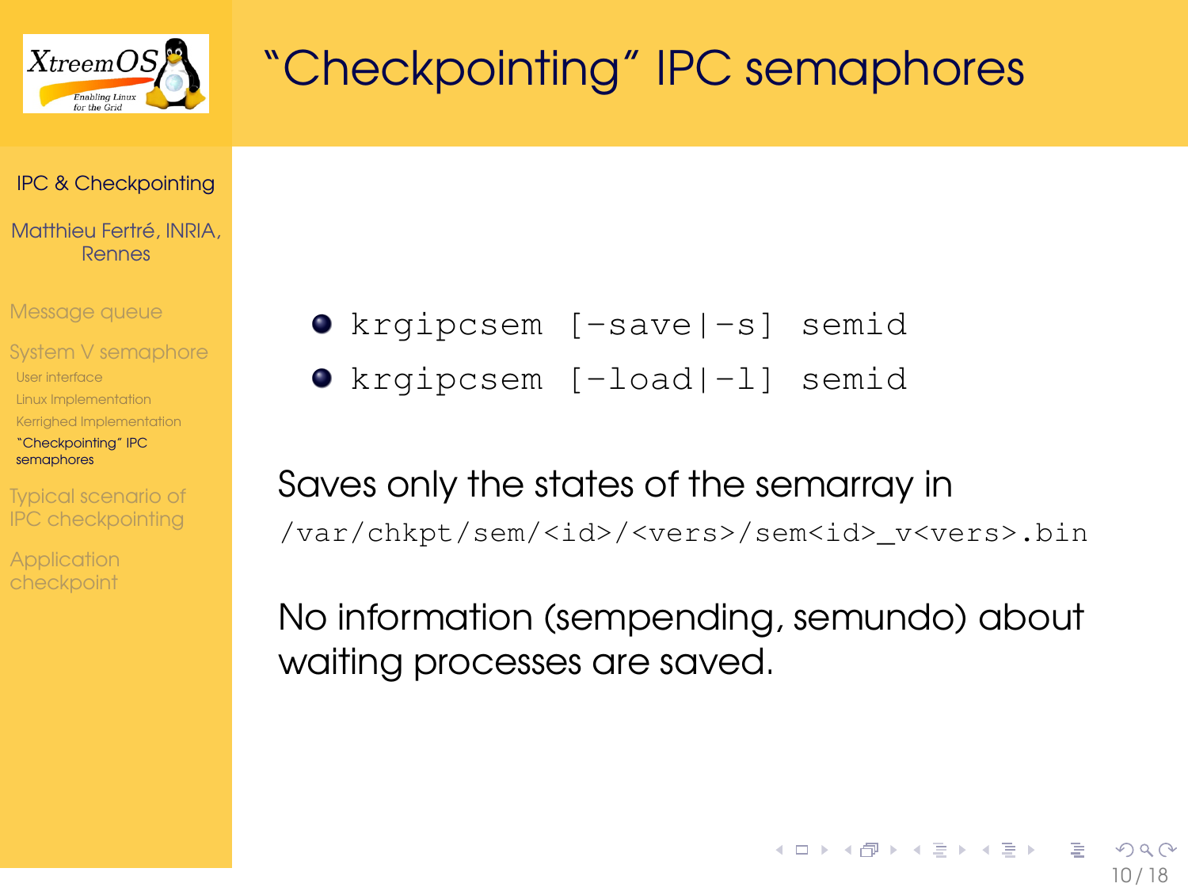# "Checkpointing" IPC semaphores

- `krgipcsem [-save|-s] semid`
- `krgipcsem [-load|-l] semid`

Saves only the states of the semarray in `/var/chkpt/sem/<id>/<vers>/sem<id>_v<vers>.bin`

No information (sempending, semundo) about waiting processes are saved.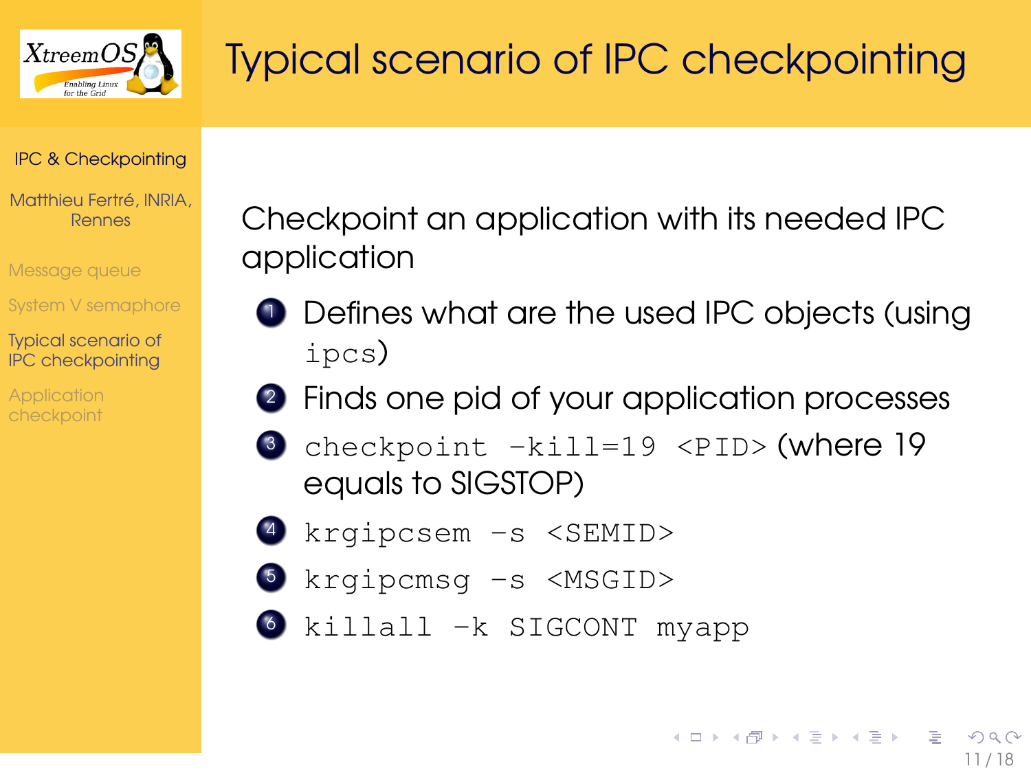# Typical scenario of IPC checkpointing

Checkpoint an application with its needed IPC application

1. Defines what are the used IPC objects (using `ipcs`)
2. Finds one pid of your application processes
3. `checkpoint -kill=19 <PID>` (where 19 equals to SIGSTOP)
4. `krgipcsem -s <SEMID>`
5. `krgipcmsg -s <MSGID>`
6. `killall -k SIGCONT myapp`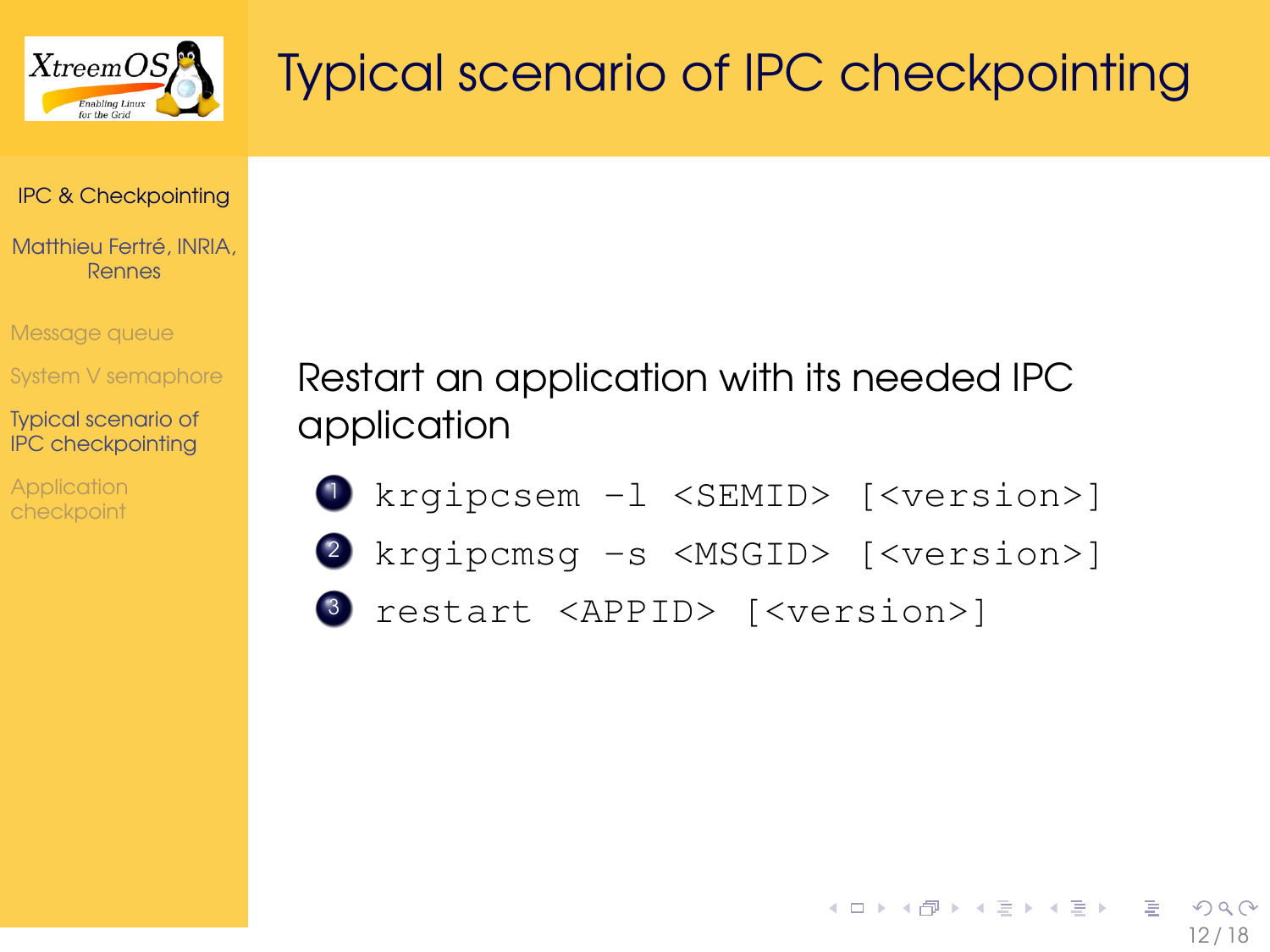# Typical scenario of IPC checkpointing

Restart an application with its needed IPC application

1. `krgipcsem -l <SEMID> [<version>]`
2. `krgipcmsg -s <MSGID> [<version>]`
3. `restart <APPID> [<version>]`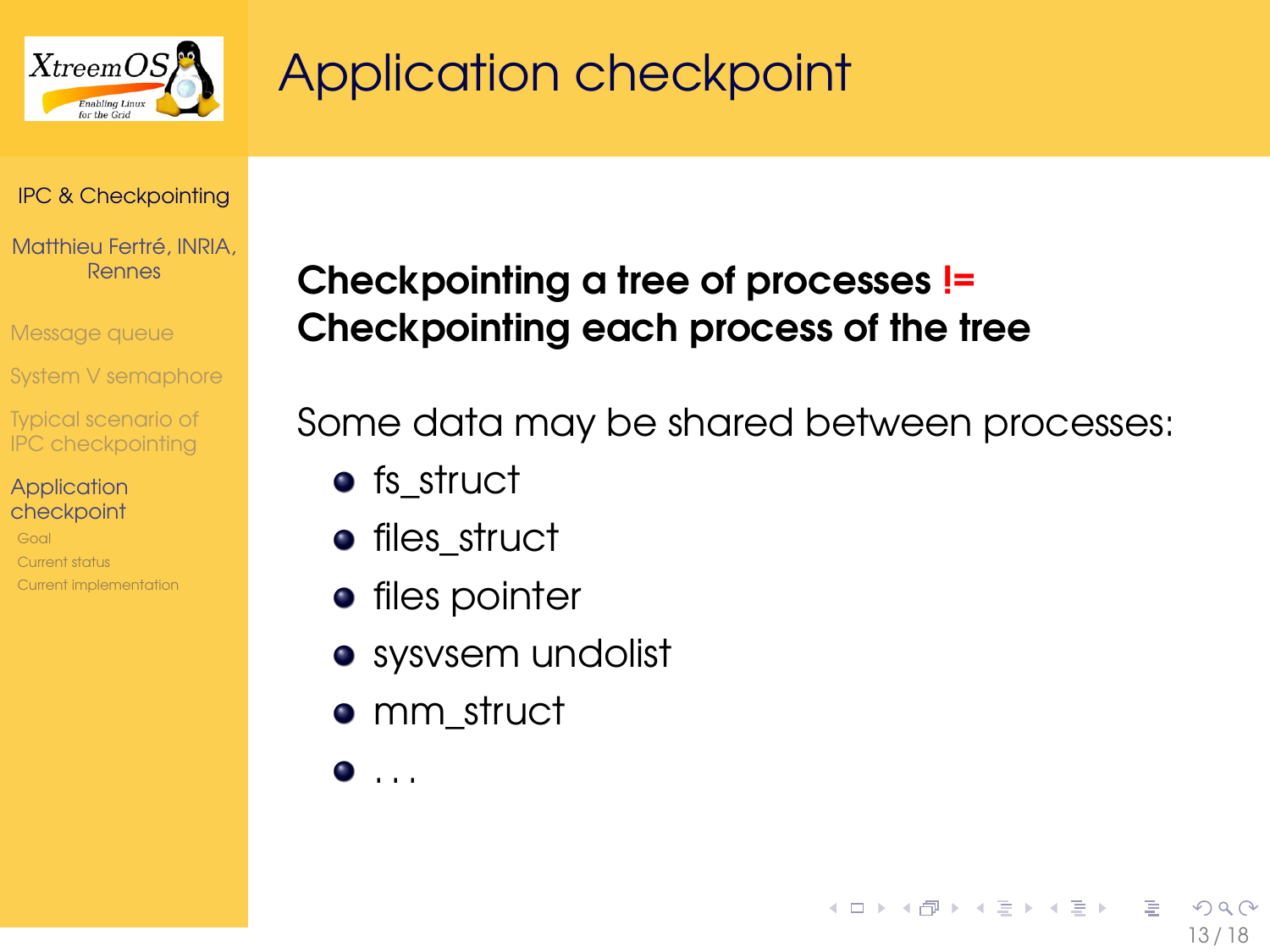# Application checkpoint

**Checkpointing a tree of processes != Checkpointing each process of the tree**

Some data may be shared between processes:

- fs_struct
- files_struct
- files pointer
- sysvsem undolist
- mm_struct
- ...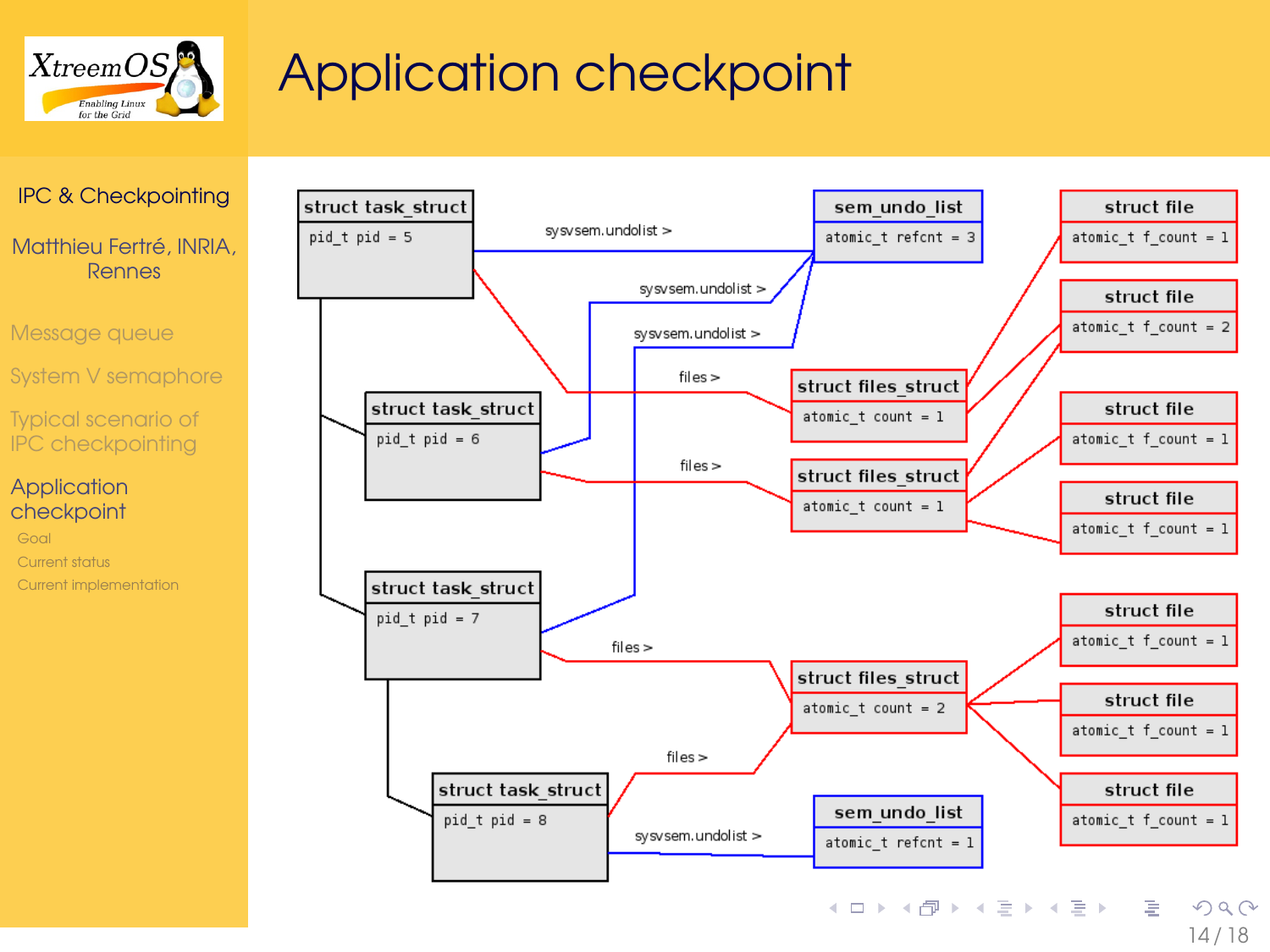# Application checkpoint

- IPC & Checkpointing
- Matthieu Fertré, INRIA, Rennes
- Message queue
- System V semaphore
- Typical scenario of IPC checkpointing
- Application checkpoint
  - Goal
  - Current status
  - Current implementation

| struct task_struct |
| --- |
| pid_t pid = 5 |

| struct task_struct |
| --- |
| pid_t pid = 6 |

| struct task_struct |
| --- |
| pid_t pid = 7 |

| struct task_struct |
| --- |
| pid_t pid = 8 |

| sem_undo_list |
| --- |
| atomic_t refcnt = 3 |

| sem_undo_list |
| --- |
| atomic_t refcnt = 1 |

| struct files_struct |
| --- |
| atomic_t count = 1 |

| struct files_struct |
| --- |
| atomic_t count = 1 |

| struct files_struct |
| --- |
| atomic_t count = 2 |

| struct file |
| --- |
| atomic_t f_count = 1 |

| struct file |
| --- |
| atomic_t f_count = 2 |

| struct file |
| --- |
| atomic_t f_count = 1 |

| struct file |
| --- |
| atomic_t f_count = 1 |

| struct file |
| --- |
| atomic_t f_count = 1 |

| struct file |
| --- |
| atomic_t f_count = 1 |

| struct file |
| --- |
| atomic_t f_count = 1 |

Links: sysvsem.undolist > (pid 5, 6, 7 → sem_undo_list refcnt = 3; pid 8 → sem_undo_list refcnt = 1); files > (pid 5 → files_struct; pid 6 → files_struct; pid 7 and pid 8 → files_struct count = 2)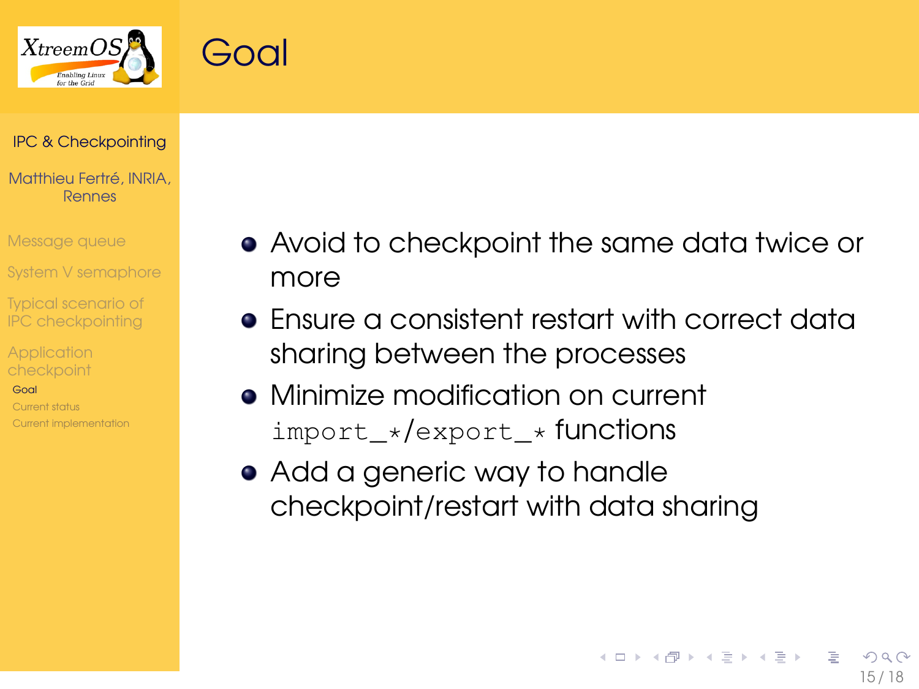# Goal

- Avoid to checkpoint the same data twice or more
- Ensure a consistent restart with correct data sharing between the processes
- Minimize modification on current `import_*/export_*` functions
- Add a generic way to handle checkpoint/restart with data sharing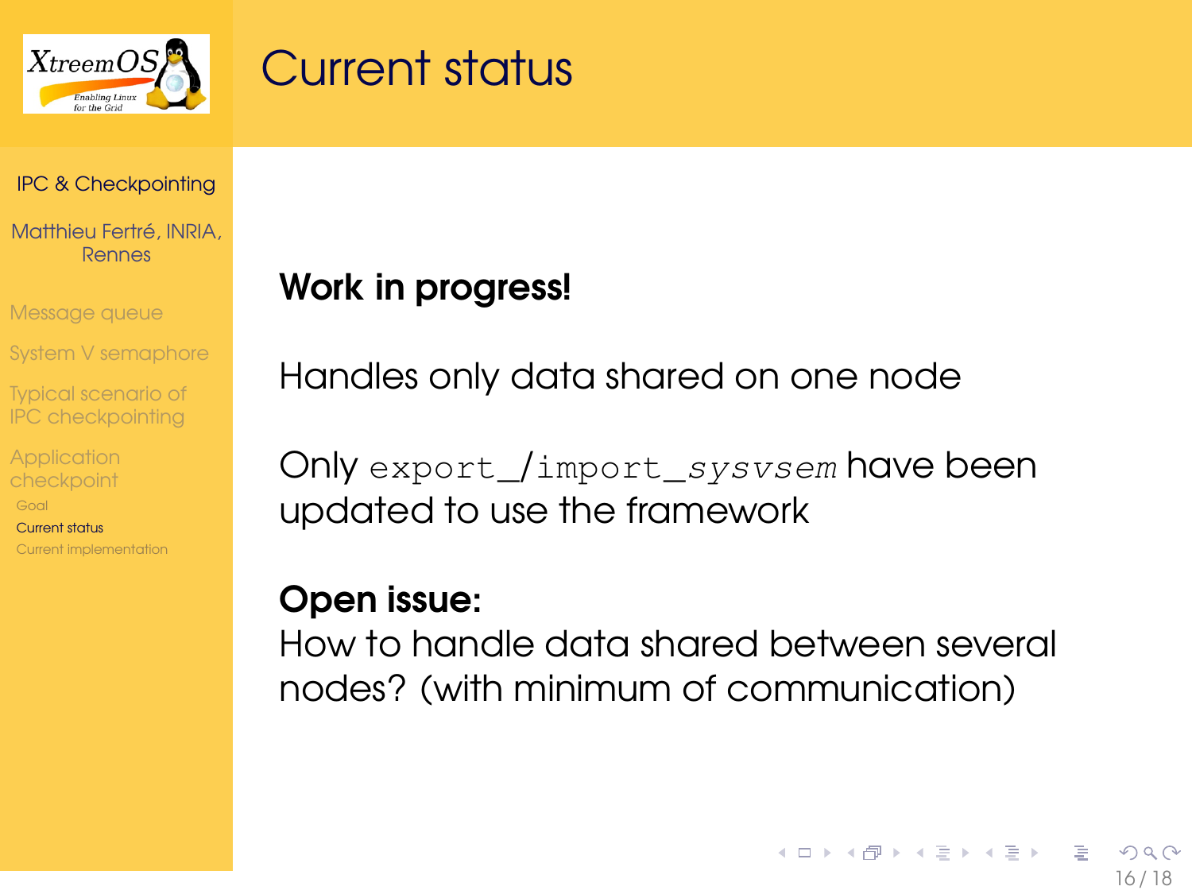# Current status

**Work in progress!**

Handles only data shared on one node

Only `export_/import_sysvsem` have been updated to use the framework

**Open issue:**
How to handle data shared between several nodes? (with minimum of communication)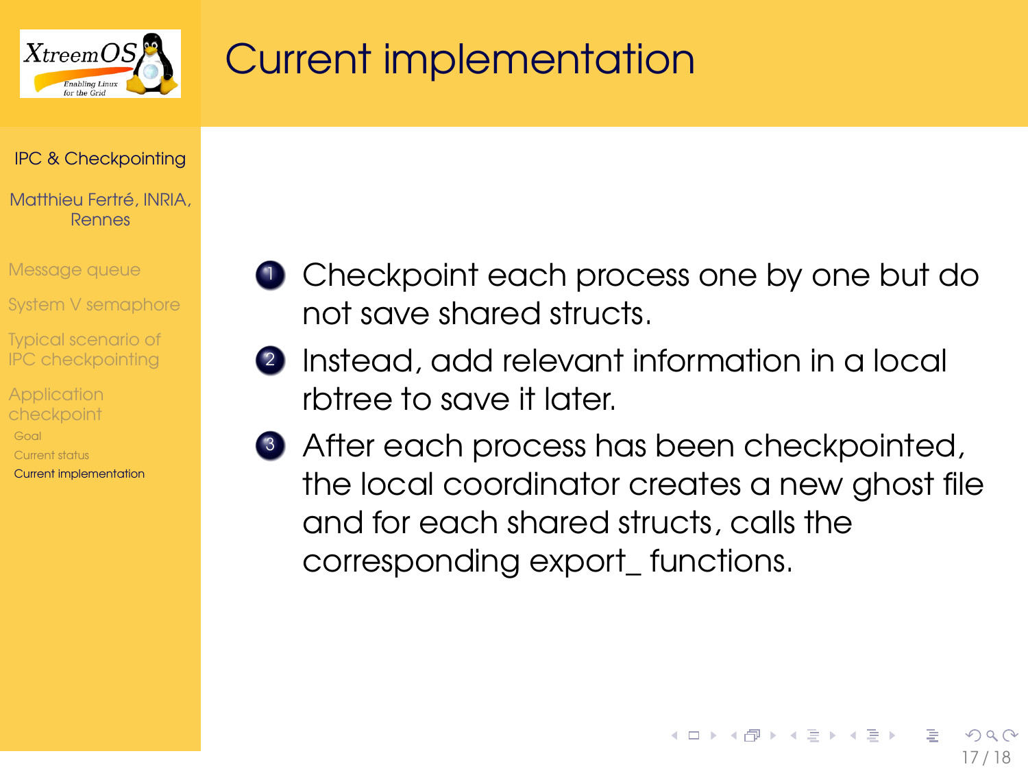# Current implementation

1. Checkpoint each process one by one but do not save shared structs.
2. Instead, add relevant information in a local rbtree to save it later.
3. After each process has been checkpointed, the local coordinator creates a new ghost file and for each shared structs, calls the corresponding export_ functions.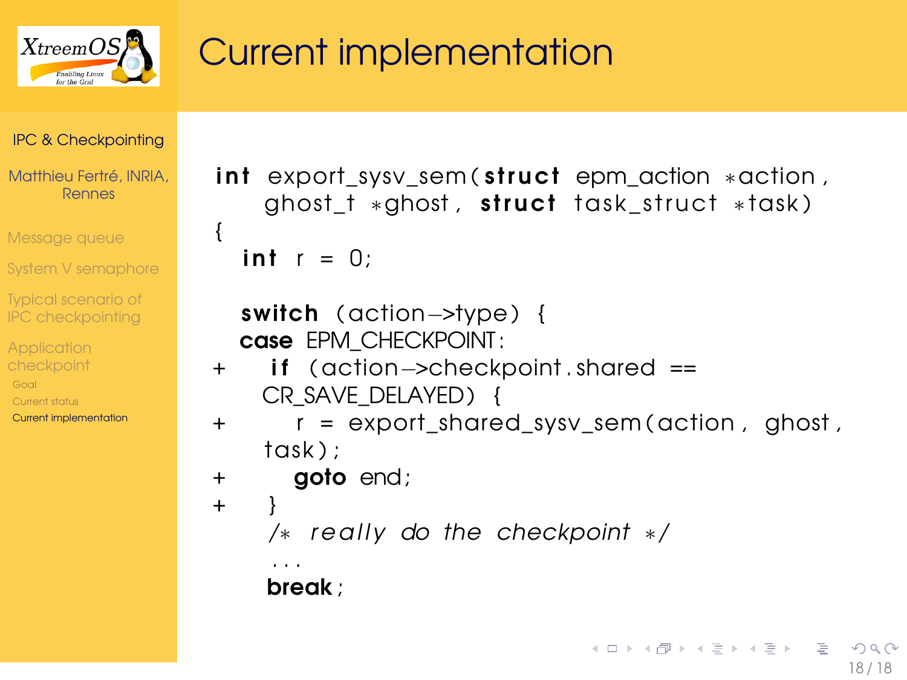# Current implementation

```
int export_sysv_sem(struct epm_action *action,
    ghost_t *ghost, struct task_struct *task)
{
  int r = 0;

  switch (action->type) {
  case EPM_CHECKPOINT:
+     if (action->checkpoint.shared ==
    CR_SAVE_DELAYED) {
+         r = export_shared_sysv_sem(action, ghost,
    task);
+         goto end;
+     }
      /* really do the checkpoint */
      ...
      break;
```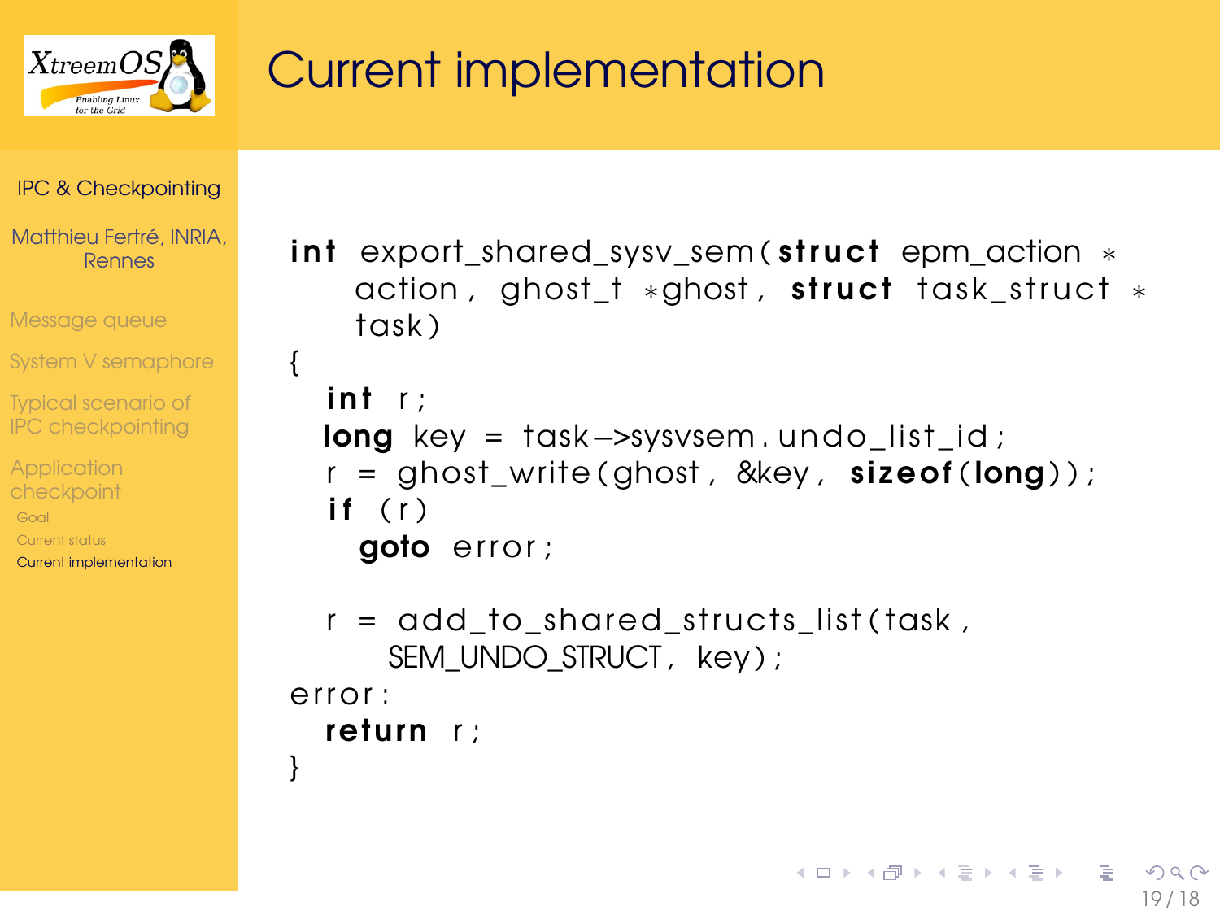# Current implementation

```
int export_shared_sysv_sem(struct epm_action *
    action, ghost_t *ghost, struct task_struct *
    task)
{
  int r;
  long key = task->sysvsem.undo_list_id;
  r = ghost_write(ghost, &key, sizeof(long));
  if (r)
    goto error;

  r = add_to_shared_structs_list(task,
      SEM_UNDO_STRUCT, key);
error:
  return r;
}
```